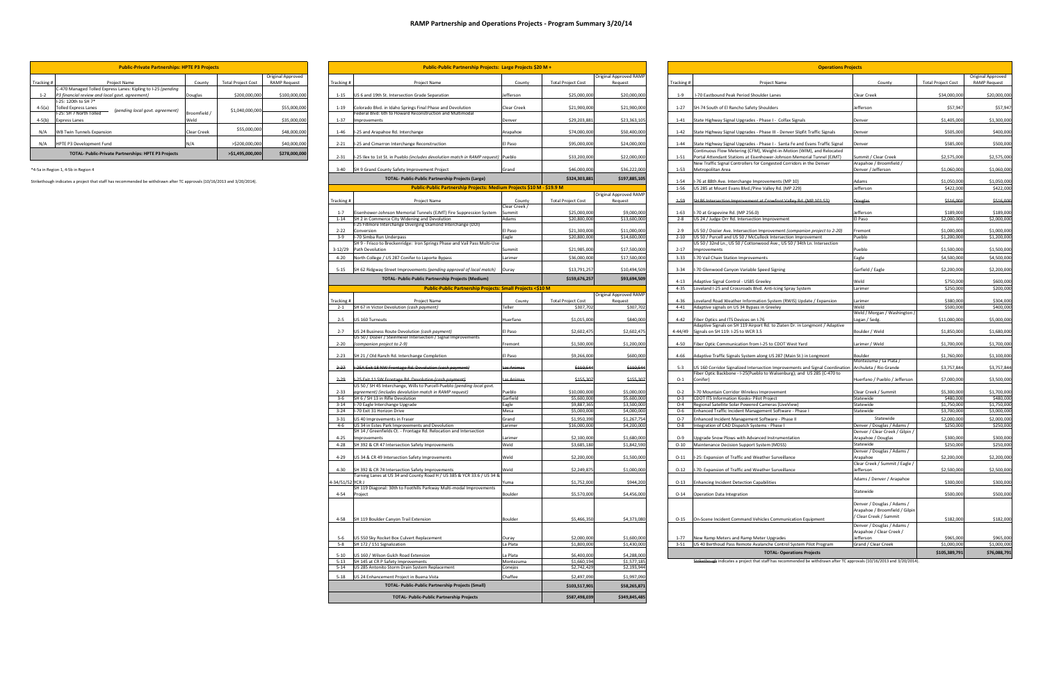# RAMP Partnership and Operations Projects - Program Summary 3/20/14

## Public-Private Partnerships: HPTE P3 Projects

| Tracking # | Project Name | County | Total Project Cost | Original Approved RAMP Request |
|---|---|---|---|---|
| 1-2 | C-470 Managed Tolled Express Lanes: Kipling to I-25 *(pending P3 financial review and local govt. agreement)* | Douglas | $200,000,000 | $100,000,000 |
| 4-5(a) | I-25: 120th to SH 7* Tolled Express Lanes *(pending local govt. agreement)* | Broomfield / Weld | $1,040,000,000 | $55,000,000 |
| 4-5(b) | I-25: SH 7 / North Tolled Express Lanes | | | $35,000,000 |
| N/A | WB Twin Tunnels Expansion | Clear Creek | $55,000,000 | $48,000,000 |
| N/A | HPTE P3 Development Fund | N/A | >$200,000,000 | $40,000,000 |
| | **TOTAL- Public-Private Partnerships: HPTE P3 Projects** | | **>$1,495,000,000** | **$278,000,000** |

*4-5a in Region 1, 4-5b in Region 4

Strikethough indicates a project that staff has recommended be withdrawn after TC approvals (10/16/2013 and 3/20/2014).

## Public-Public Partnership Projects: Large Projects $20 M +

| Tracking # | Project Name | County | Total Project Cost | Original Approved RAMP Request |
|---|---|---|---|---|
| 1-15 | US 6 and 19th St. Intersection Grade Separation | Jefferson | $25,000,000 | $20,000,000 |
| 1-19 | Colorado Blvd. in Idaho Springs Final Phase and Devolution | Clear Creek | $21,900,000 | $21,900,000 |
| 1-37 | Federal Blvd: 6th to Howard Reconstruction and Multimodal Improvements | Denver | $29,203,881 | $23,363,105 |
| 1-46 | I-25 and Arapahoe Rd. Interchange | Arapahoe | $74,000,000 | $50,400,000 |
| 2-21 | I-25 and Cimarron Interchange Reconstruction | El Paso | $95,000,000 | $24,000,000 |
| 2-31 | I-25 Ilex to 1st St. in Pueblo *(includes devolution match in RAMP request)* | Pueblo | $33,200,000 | $22,000,000 |
| 3-40 | SH 9 Grand County Safety Improvement Project | Grand | $46,000,000 | $36,222,000 |
| | **TOTAL- Public-Public Partnership Projects (Large)** | | **$324,303,881** | **$197,885,105** |

## Public-Public Partnership Projects: Medium Projects $10 M - $19.9 M

| Tracking # | Project Name | County | Total Project Cost | Original Approved RAMP Request |
|---|---|---|---|---|
| 1-7 | Eisenhower-Johnson Memorial Tunnels (EJMT) Fire Suppression System | Clear Creek / Summit | $25,000,000 | $9,000,000 |
| 1-14 | SH 2 in Commerce City Widening and Devolution | Adams | $20,800,000 | $13,600,000 |
| 2-22 | I-25 Fillmore Interchange Diverging Diamond Interchange (DDI) Conversion | El Paso | $21,300,000 | $11,000,000 |
| 3-9 | I-70 Simba Run Underpass | Eagle | $20,800,000 | $14,600,000 |
| 3-12/29 | SH 9 - Frisco to Breckenridge: Iron Springs Phase and Vail Pass Multi-Use Path Devolution | Summit | $21,985,000 | $17,500,000 |
| 4-20 | North College / US 287 Conifer to Laporte Bypass | Larimer | $36,000,000 | $17,500,000 |
| 5-15 | SH 62 Ridgway Street Improvements *(pending approval of local match)* | Ouray | $13,791,257 | $10,494,509 |
| | **TOTAL- Public-Public Partnership Projects (Medium)** | | **$159,676,257** | **$93,694,509** |

## Public-Public Partnership Projects: Small Projects <$10 M

| Tracking # | Project Name | County | Total Project Cost | Original Approved RAMP Request |
|---|---|---|---|---|
| 2-1 | SH 67 in Victor Devolution *(cash payment)* | Teller | $307,702 | $307,702 |
| 2-5 | US 160 Turnouts | Huerfano | $1,015,000 | $840,000 |
| 2-7 | US 24 Business Route Devolution *(cash payment)* | El Paso | $2,602,475 | $2,602,475 |
| 2-20 | US 50 / Dozier / Steinmeier Intersection / Signal Improvements *(companion project to 2-9)* | Fremont | $1,500,000 | $1,200,000 |
| 2-23 | SH 21 / Old Ranch Rd. Interchange Completion | El Paso | $9,266,000 | $600,000 |
| ~~2-27~~ | ~~I-25A Exit 18 NW Frontage Rd. Devolution *(cash payment)*~~ | ~~Las Animas~~ | ~~$110,644~~ | ~~$110,644~~ |
| ~~2-29~~ | ~~I-25 Exit 11 SW Frontage Rd. Devolution *(cash payment)*~~ | ~~Las Animas~~ | ~~$155,302~~ | ~~$155,302~~ |
| 2-33 | US 50 / SH 45 Interchange, Wills to Purcell-Pueblo *(pending local govt. agreement) (includes devolution match in RAMP request)* | Pueblo | $10,000,000 | $5,000,000 |
| 3-6 | SH 6 / SH 13 in Rifle Devolution | Garfield | $5,600,000 | $5,600,000 |
| 3-14 | I-70 Eagle Interchange Upgrade | Eagle | $9,887,365 | $3,500,000 |
| 3-24 | I-70 Exit 31 Horizon Drive | Mesa | $5,000,000 | $4,000,000 |
| 3-31 | US 40 Improvements in Fraser | Grand | $1,950,390 | $1,267,754 |
| 4-6 | US 34 in Estes Park Improvements and Devolution | Larimer | $16,000,000 | $4,200,000 |
| 4-25 | SH 14 / Greenfields Ct. - Frontage Rd. Relocation and Intersection Improvements | Larimer | $2,100,000 | $1,680,000 |
| 4-28 | SH 392 & CR 47 Intersection Safety Improvements | Weld | $3,685,180 | $1,842,590 |
| 4-29 | US 34 & CR 49 Intersection Safety Improvements | Weld | $2,200,000 | $1,500,000 |
| 4-30 | SH 392 & CR 74 Intersection Safety Improvements | Weld | $2,249,875 | $1,000,000 |
| 4-34/51/52 | Turning Lanes at US 34 and County Road H / US 385 & YCR 33.6 / US 34 & YCR J | Yuma | $1,752,000 | $944,200 |
| 4-54 | SH 119 Diagonal: 30th to Foothills Parkway Multi-modal Improvements Project | Boulder | $5,570,000 | $4,456,000 |
| 4-58 | SH 119 Boulder Canyon Trail Extension | Boulder | $5,466,350 | $4,373,080 |
| 5-6 | US 550 Sky Rocket Box Culvert Replacement | Ouray | $2,000,000 | $1,600,000 |
| 5-8 | SH 172 / 151 Signalization | La Plata | $1,800,000 | $1,430,000 |
| 5-10 | US 160 / Wilson Gulch Road Extension | La Plata | $6,400,000 | $4,288,000 |
| 5-13 | SH 145 at CR P Safety Improvements | Montezuma | $1,660,194 | $1,577,185 |
| 5-14 | US 285 Antonito Storm Drain System Replacement | Conejos | $2,742,429 | $2,193,944 |
| 5-18 | US 24 Enhancement Project in Buena Vista | Chaffee | $2,497,090 | $1,997,090 |
| | **TOTAL- Public-Public Partnership Projects (Small)** | | **$103,517,901** | **$58,265,871** |
| | **TOTAL- Public-Public Partnership Projects** | | **$587,498,039** | **$349,845,485** |

## Operations Projects

| Tracking # | Project Name | County | Total Project Cost | Original Approved RAMP Request |
|---|---|---|---|---|
| 1-9 | I-70 Eastbound Peak Period Shoulder Lanes | Clear Creek | $34,000,000 | $20,000,000 |
| 1-27 | SH-74 South of El Rancho Safety Shoulders | Jefferson | $57,947 | $57,947 |
| 1-41 | State Highway Signal Upgrades - Phase I - Colfax Signals | Denver | $1,405,000 | $1,300,000 |
| 1-42 | State Highway Signal Upgrades - Phase III - Denver Slipfit Traffic Signals | Denver | $505,000 | $400,000 |
| 1-44 | State Highway Signal Upgrades - Phase I - Santa Fe and Evans Traffic Signal | Denver | $585,000 | $500,000 |
| 1-51 | Continuous Flow Metering (CFM), Weight-in-Motion (WIM), and Relocated Portal Attendant Stations at Eisenhower-Johnson Memorial Tunnel (EJMT) | Summit / Clear Creek | $2,575,000 | $2,575,000 |
| 1-53 | New Traffic Signal Controllers for Congested Corridors in the Denver Metropolitan Area | Arapahoe / Broomfield / Denver / Jefferson | $1,060,000 | $1,060,000 |
| 1-54 | I-76 at 88th Ave. Interchange Improvements (MP 10) | Adams | $1,050,000 | $1,050,000 |
| 1-56 | US 285 at Mount Evans Blvd./Pine Valley Rd. (MP 229) | Jefferson | $422,000 | $422,000 |
| ~~1-59~~ | ~~SH 86 Intersection Improvement at Crowfoot Valley Rd. (MP 101.53)~~ | ~~Douglas~~ | ~~$516,000~~ | ~~$516,000~~ |
| 1-63 | I-70 at Grapevine Rd. (MP 256.0) | Jefferson | $189,000 | $189,000 |
| 2-8 | US 24 / Judge Orr Rd. Intersection Improvement | El Paso | $2,000,000 | $2,000,000 |
| 2-9 | US 50 / Dozier Ave. Intersection Improvement *(companion project to 2-20)* | Fremont | $1,000,000 | $1,000,000 |
| 2-10 | US 50 / Purcell and US 50 / McCulloch Intersection Improvement | Pueblo | $1,200,000 | $1,200,000 |
| 2-17 | US 50 / 32nd Ln., US 50 / Cottonwood Ave., US 50 / 34th Ln. Intersection Improvements | Pueblo | $1,500,000 | $1,500,000 |
| 3-33 | I-70 Vail Chain Station Improvements | Eagle | $4,500,000 | $4,500,000 |
| 3-34 | I-70 Glenwood Canyon Variable Speed Signing | Garfield / Eagle | $2,200,000 | $2,200,000 |
| 4-13 | Adaptive Signal Control - US85 Greeley | Weld | $750,000 | $600,000 |
| 4-35 | Loveland I-25 and Crossroads Blvd. Anti-Icing Spray System | Larimer | $250,000 | $200,000 |
| 4-36 | Loveland Road Weather Information System (RWIS) Update / Expansion | Larimer | $380,000 | $304,000 |
| 4-41 | Adaptive signals on US 34 Bypass in Greeley | Weld | $500,000 | $400,000 |
| 4-42 | Fiber Optics and ITS Devices on I-76 | Weld / Morgan / Washington / Logan / Sedg. | $11,000,000 | $5,000,000 |
| 4-44/49 | Adaptive Signals on SH 119 Airport Rd. to Zlaten Dr. in Longmont / Adaptive Signals on SH 119: I-25 to WCR 3.5 | Boulder / Weld | $1,850,000 | $1,680,000 |
| 4-50 | Fiber Optic Communication from I-25 to CDOT West Yard | Larimer / Weld | $1,700,000 | $1,700,000 |
| 4-66 | Adaptive Traffic Signals along US 287 (Main St.) in Longmont | Boulder | $1,760,000 | $1,100,000 |
| 5-3 | US 160 Corridor Signalized Intersection Improvements and Signal Coordination | Montezuma / La Plata / Archuleta / Rio Grande | $3,757,844 | $3,757,844 |
| O-1 | Fiber Optic Backbone - I-25(Pueblo to Walsenburg); and US 285 (C-470 to Conifer) | Huerfano / Pueblo / Jefferson | $7,000,000 | $3,500,000 |
| O-2 | I-70 Mountain Corridor Wireless Improvement | Clear Creek / Summit | $5,300,000 | $1,700,000 |
| O-3 | CDOT ITS Information Kiosks- Pilot Project | Statewide | $480,000 | $480,000 |
| O-4 | Regional Satellite Solar Powered Cameras (LiveView) | Statewide | $1,750,000 | $1,750,000 |
| O-6 | Enhanced Traffic Incident Management Software - Phase I | Statewide | $3,700,000 | $3,000,000 |
| O-7 | Enhanced Incident Management Software - Phase II | Statewide | $2,000,000 | $2,000,000 |
| O-8 | Integration of CAD Dispatch Systems - Phase I | Denver / Douglas / Adams / | $250,000 | $250,000 |
| O-9 | Upgrade Snow Plows with Advanced Instrumentation | Denver / Clear Creek / Gilpin / Arapahoe / Douglas | $300,000 | $300,000 |
| O-10 | Maintenance Decision Support System (MDSS) | Statewide | $250,000 | $250,000 |
| O-11 | I-25: Expansion of Traffic and Weather Surveillance | Denver / Douglas / Adams / Arapahoe | $2,200,000 | $2,200,000 |
| O-12 | I-70: Expansion of Traffic and Weather Surveillance | Clear Creek / Summit / Eagle / Jefferson | $2,500,000 | $2,500,000 |
| O-13 | Enhancing Incident Detection Capabilities | Adams / Denver / Arapahoe | $300,000 | $300,000 |
| O-14 | Operation Data Integration | Statewide | $500,000 | $500,000 |
| O-15 | On-Scene Incident Command Vehicles Communication Equipment | Denver / Douglas / Adams / Arapahoe / Broomfield / Gilpin / Clear Creek / Summit | $182,000 | $182,000 |
| 1-77 | New Ramp Meters and Ramp Meter Upgrades | Denver / Douglas / Adams / Arapahoe / Clear Creek / Jefferson | $965,000 | $965,000 |
| 3-51 | US 40 Berthoud Pass Remote Avalanche Control System Pilot Program | Grand / Clear Creek | $1,000,000 | $1,000,000 |
| | **TOTAL- Operations Projects** | | **$105,389,791** | **$76,088,791** |

Strikethough indicates a project that staff has recommended be withdrawn after TC approvals (10/16/2013 and 3/20/2014).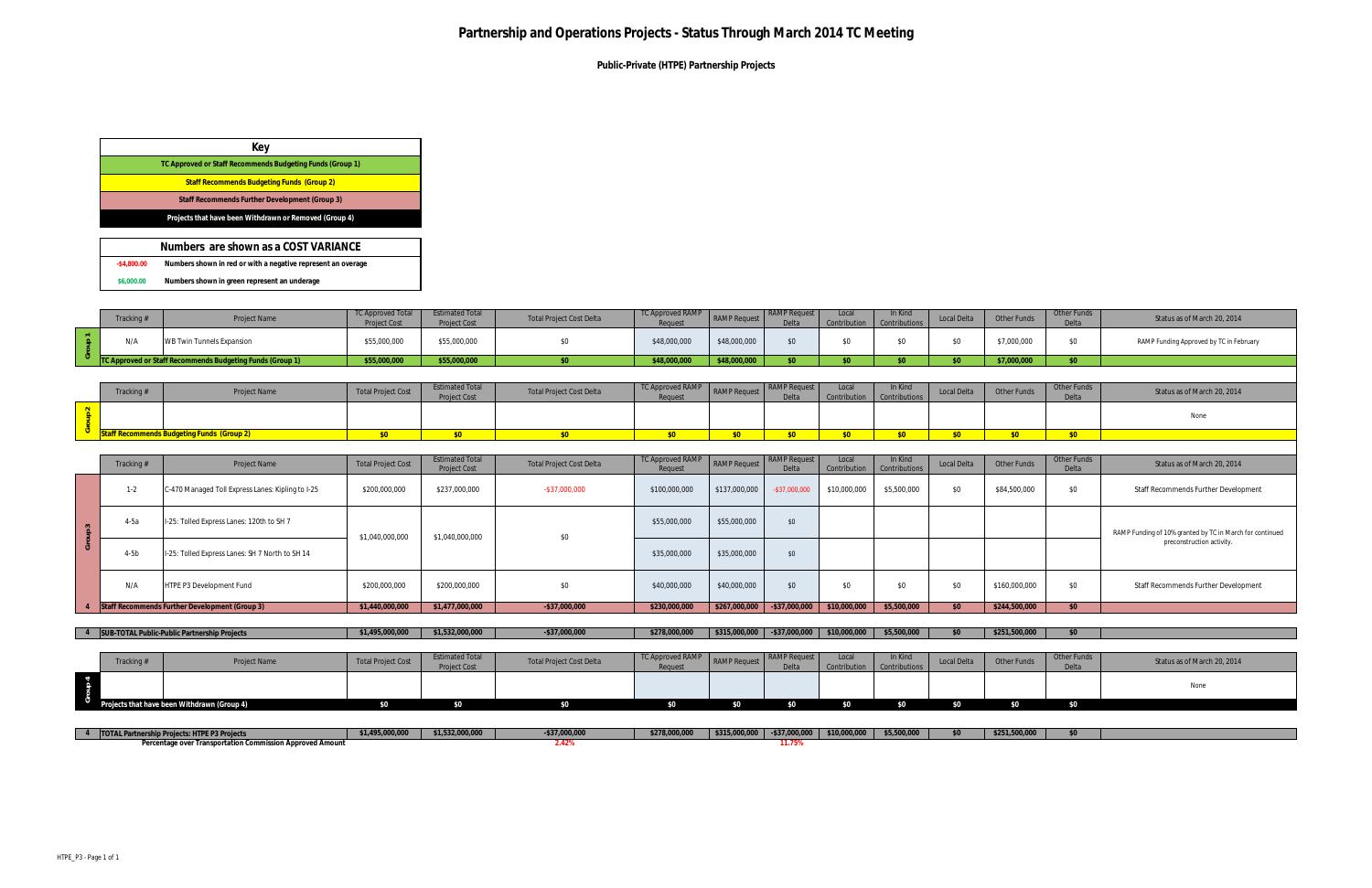# Partnership and Operations Projects - Status Through March 2014 TC Meeting

**Public-Private (HTPE) Partnership Projects**

| Key |
|---|
| TC Approved or Staff Recommends Budgeting Funds (Group 1) |
| Staff Recommends Budgeting Funds (Group 2) |
| Staff Recommends Further Development (Group 3) |
| Projects that have been Withdrawn or Removed (Group 4) |

| Numbers are shown as a COST VARIANCE | |
|---|---|
| -$4,800.00 | Numbers shown in red or with a negative represent an overage |
| $6,000.00 | Numbers shown in green represent an underage |

| | Tracking # | Project Name | TC Approved Total Project Cost | Estimated Total Project Cost | Total Project Cost Delta | TC Approved RAMP Request | RAMP Request | RAMP Request Delta | Local Contribution | In Kind Contributions | Local Delta | Other Funds | Other Funds Delta | Status as of March 20, 2014 |
|---|---|---|---|---|---|---|---|---|---|---|---|---|---|---|
| Group 1 | N/A | WB Twin Tunnels Expansion | $55,000,000 | $55,000,000 | $0 | $48,000,000 | $48,000,000 | $0 | $0 | $0 | $0 | $7,000,000 | $0 | RAMP Funding Approved by TC in February |
| | TC Approved or Staff Recommends Budgeting Funds (Group 1) | | $55,000,000 | $55,000,000 | $0 | $48,000,000 | $48,000,000 | $0 | $0 | $0 | $0 | $7,000,000 | $0 | |

| | Tracking # | Project Name | Total Project Cost | Estimated Total Project Cost | Total Project Cost Delta | TC Approved RAMP Request | RAMP Request | RAMP Request Delta | Local Contribution | In Kind Contributions | Local Delta | Other Funds | Other Funds Delta | Status as of March 20, 2014 |
|---|---|---|---|---|---|---|---|---|---|---|---|---|---|---|
| Group 2 | | | | | | | | | | | | | | None |
| | Staff Recommends Budgeting Funds (Group 2) | | $0 | $0 | $0 | $0 | $0 | $0 | $0 | $0 | $0 | $0 | $0 | |

| | Tracking # | Project Name | Total Project Cost | Estimated Total Project Cost | Total Project Cost Delta | TC Approved RAMP Request | RAMP Request | RAMP Request Delta | Local Contribution | In Kind Contributions | Local Delta | Other Funds | Other Funds Delta | Status as of March 20, 2014 |
|---|---|---|---|---|---|---|---|---|---|---|---|---|---|---|
| Group 3 | 1-2 | C-470 Managed Toll Express Lanes: Kipling to I-25 | $200,000,000 | $237,000,000 | -$37,000,000 | $100,000,000 | $137,000,000 | -$37,000,000 | $10,000,000 | $5,500,000 | $0 | $84,500,000 | $0 | Staff Recommends Further Development |
| | 4-5a | I-25: Tolled Express Lanes: 120th to SH 7 | $1,040,000,000 | $1,040,000,000 | $0 | $55,000,000 | $55,000,000 | $0 | | | | | | RAMP Funding of 10% granted by TC in March for continued preconstruction activity. |
| | 4-5b | I-25: Tolled Express Lanes: SH 7 North to SH 14 | | | | $35,000,000 | $35,000,000 | $0 | | | | | | |
| | N/A | HTPE P3 Development Fund | $200,000,000 | $200,000,000 | $0 | $40,000,000 | $40,000,000 | $0 | $0 | $0 | $0 | $160,000,000 | $0 | Staff Recommends Further Development |
| 4 | Staff Recommends Further Development (Group 3) | | $1,440,000,000 | $1,477,000,000 | -$37,000,000 | $230,000,000 | $267,000,000 | -$37,000,000 | $10,000,000 | $5,500,000 | $0 | $244,500,000 | $0 | |

| | | | | | | | | | | | | | | |
|---|---|---|---|---|---|---|---|---|---|---|---|---|---|---|
| 4 | SUB-TOTAL Public-Public Partnership Projects | | $1,495,000,000 | $1,532,000,000 | -$37,000,000 | $278,000,000 | $315,000,000 | -$37,000,000 | $10,000,000 | $5,500,000 | $0 | $251,500,000 | $0 | |

| | Tracking # | Project Name | Total Project Cost | Estimated Total Project Cost | Total Project Cost Delta | TC Approved RAMP Request | RAMP Request | RAMP Request Delta | Local Contribution | In Kind Contributions | Local Delta | Other Funds | Other Funds Delta | Status as of March 20, 2014 |
|---|---|---|---|---|---|---|---|---|---|---|---|---|---|---|
| Group 4 | | | | | | | | | | | | | | None |
| | Projects that have been Withdrawn (Group 4) | | $0 | $0 | $0 | $0 | $0 | $0 | $0 | $0 | $0 | $0 | $0 | |

| | | | | | | | | | | | | | | |
|---|---|---|---|---|---|---|---|---|---|---|---|---|---|---|
| 4 | TOTAL Partnership Projects: HTPE P3 Projects | | $1,495,000,000 | $1,532,000,000 | -$37,000,000 | $278,000,000 | $315,000,000 | -$37,000,000 | $10,000,000 | $5,500,000 | $0 | $251,500,000 | $0 | |
| | Percentage over Transportation Commission Approved Amount | | | | 2.42% | | | 11.75% | | | | | | |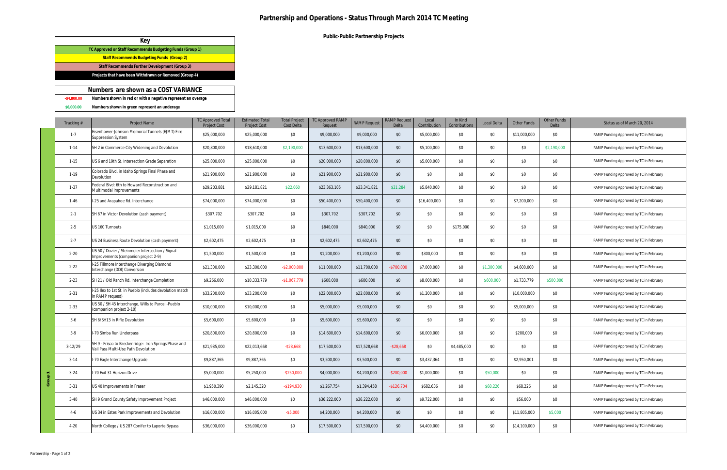# Partnership and Operations - Status Through March 2014 TC Meeting

## Public-Public Partnership Projects

| Key |
|---|
| TC Approved or Staff Recommends Budgeting Funds (Group 1) |
| Staff Recommends Budgeting Funds (Group 2) |
| Staff Recommends Further Development (Group 3) |
| Projects that have been Withdrawn or Removed (Group 4) |

| Numbers are shown as a COST VARIANCE | |
|---|---|
| -$4,800.00 | Numbers shown in red or with a negative represent an overage |
| $6,000.00 | Numbers shown in green represent an underage |

| | Tracking # | Project Name | TC Approved Total Project Cost | Estimated Total Project Cost | Total Project Cost Delta | TC Approved RAMP Request | RAMP Request | RAMP Request Delta | Local Contribution | In Kind Contributions | Local Delta | Other Funds | Other Funds Delta | Status as of March 20, 2014 |
|---|---|---|---|---|---|---|---|---|---|---|---|---|---|---|
| Group 1 | 1-7 | Eisenhower-Johnson Memorial Tunnels (EJMT) Fire Suppression System | $25,000,000 | $25,000,000 | $0 | $9,000,000 | $9,000,000 | $0 | $5,000,000 | $0 | $0 | $11,000,000 | $0 | RAMP Funding Approved by TC in February |
| | 1-14 | SH 2 in Commerce City Widening and Devolution | $20,800,000 | $18,610,000 | $2,190,000 | $13,600,000 | $13,600,000 | $0 | $5,100,000 | $0 | $0 | $0 | $2,190,000 | RAMP Funding Approved by TC in February |
| | 1-15 | US 6 and 19th St. Intersection Grade Separation | $25,000,000 | $25,000,000 | $0 | $20,000,000 | $20,000,000 | $0 | $5,000,000 | $0 | $0 | $0 | $0 | RAMP Funding Approved by TC in February |
| | 1-19 | Colorado Blvd. in Idaho Springs Final Phase and Devolution | $21,900,000 | $21,900,000 | $0 | $21,900,000 | $21,900,000 | $0 | $0 | $0 | $0 | $0 | $0 | RAMP Funding Approved by TC in February |
| | 1-37 | Federal Blvd: 6th to Howard Reconstruction and Multimodal Improvements | $29,203,881 | $29,181,821 | $22,060 | $23,363,105 | $23,341,821 | $21,284 | $5,840,000 | $0 | $0 | $0 | $0 | RAMP Funding Approved by TC in February |
| | 1-46 | I-25 and Arapahoe Rd. Interchange | $74,000,000 | $74,000,000 | $0 | $50,400,000 | $50,400,000 | $0 | $16,400,000 | $0 | $0 | $7,200,000 | $0 | RAMP Funding Approved by TC in February |
| | 2-1 | SH 67 in Victor Devolution (cash payment) | $307,702 | $307,702 | $0 | $307,702 | $307,702 | $0 | $0 | $0 | $0 | $0 | $0 | RAMP Funding Approved by TC in February |
| | 2-5 | US 160 Turnouts | $1,015,000 | $1,015,000 | $0 | $840,000 | $840,000 | $0 | $0 | $175,000 | $0 | $0 | $0 | RAMP Funding Approved by TC in February |
| | 2-7 | US 24 Business Route Devolution (cash payment) | $2,602,475 | $2,602,475 | $0 | $2,602,475 | $2,602,475 | $0 | $0 | $0 | $0 | $0 | $0 | RAMP Funding Approved by TC in February |
| | 2-20 | US 50 / Dozier / Steinmeier Intersection / Signal Improvements (companion project 2-9) | $1,500,000 | $1,500,000 | $0 | $1,200,000 | $1,200,000 | $0 | $300,000 | $0 | $0 | $0 | $0 | RAMP Funding Approved by TC in February |
| | 2-22 | I-25 Fillmore Interchange Diverging Diamond Interchange (DDI) Conversion | $21,300,000 | $23,300,000 | -$2,000,000 | $11,000,000 | $11,700,000 | -$700,000 | $7,000,000 | $0 | $1,300,000 | $4,600,000 | $0 | RAMP Funding Approved by TC in February |
| | 2-23 | SH 21 / Old Ranch Rd. Interchange Completion | $9,266,000 | $10,333,779 | -$1,067,779 | $600,000 | $600,000 | $0 | $8,000,000 | $0 | $600,000 | $1,733,779 | $500,000 | RAMP Funding Approved by TC in February |
| | 2-31 | I-25 Ilex to 1st St. in Pueblo (includes devolution match in RAMP request) | $33,200,000 | $33,200,000 | $0 | $22,000,000 | $22,000,000 | $0 | $1,200,000 | $0 | $0 | $10,000,000 | $0 | RAMP Funding Approved by TC in February |
| | 2-33 | US 50 / SH 45 Interchange, Wills to Purcell-Pueblo (companion project 2-10) | $10,000,000 | $10,000,000 | $0 | $5,000,000 | $5,000,000 | $0 | $0 | $0 | $0 | $5,000,000 | $0 | RAMP Funding Approved by TC in February |
| | 3-6 | SH 6/SH13 in Rifle Devolution | $5,600,000 | $5,600,000 | $0 | $5,600,000 | $5,600,000 | $0 | $0 | $0 | $0 | $0 | $0 | RAMP Funding Approved by TC in February |
| | 3-9 | I-70 Simba Run Underpass | $20,800,000 | $20,800,000 | $0 | $14,600,000 | $14,600,000 | $0 | $6,000,000 | $0 | $0 | $200,000 | $0 | RAMP Funding Approved by TC in February |
| | 3-12/29 | SH 9 - Frisco to Breckenridge: Iron Springs Phase and Vail Pass Multi-Use Path Devolution | $21,985,000 | $22,013,668 | -$28,668 | $17,500,000 | $17,528,668 | -$28,668 | $0 | $4,485,000 | $0 | $0 | $0 | RAMP Funding Approved by TC in February |
| | 3-14 | I-70 Eagle Interchange Upgrade | $9,887,365 | $9,887,365 | $0 | $3,500,000 | $3,500,000 | $0 | $3,437,364 | $0 | $0 | $2,950,001 | $0 | RAMP Funding Approved by TC in February |
| | 3-24 | I-70 Exit 31 Horizon Drive | $5,000,000 | $5,250,000 | -$250,000 | $4,000,000 | $4,200,000 | -$200,000 | $1,000,000 | $0 | $50,000 | $0 | $0 | RAMP Funding Approved by TC in February |
| | 3-31 | US 40 Improvements in Fraser | $1,950,390 | $2,145,320 | -$194,930 | $1,267,754 | $1,394,458 | -$126,704 | $682,636 | $0 | $68,226 | $68,226 | $0 | RAMP Funding Approved by TC in February |
| | 3-40 | SH 9 Grand County Safety Improvement Project | $46,000,000 | $46,000,000 | $0 | $36,222,000 | $36,222,000 | $0 | $9,722,000 | $0 | $0 | $56,000 | $0 | RAMP Funding Approved by TC in February |
| | 4-6 | US 34 in Estes Park Improvements and Devolution | $16,000,000 | $16,005,000 | -$5,000 | $4,200,000 | $4,200,000 | $0 | $0 | $0 | $0 | $11,805,000 | $5,000 | RAMP Funding Approved by TC in February |
| | 4-20 | North College / US 287 Conifer to Laporte Bypass | $36,000,000 | $36,000,000 | $0 | $17,500,000 | $17,500,000 | $0 | $4,400,000 | $0 | $0 | $14,100,000 | $0 | RAMP Funding Approved by TC in February |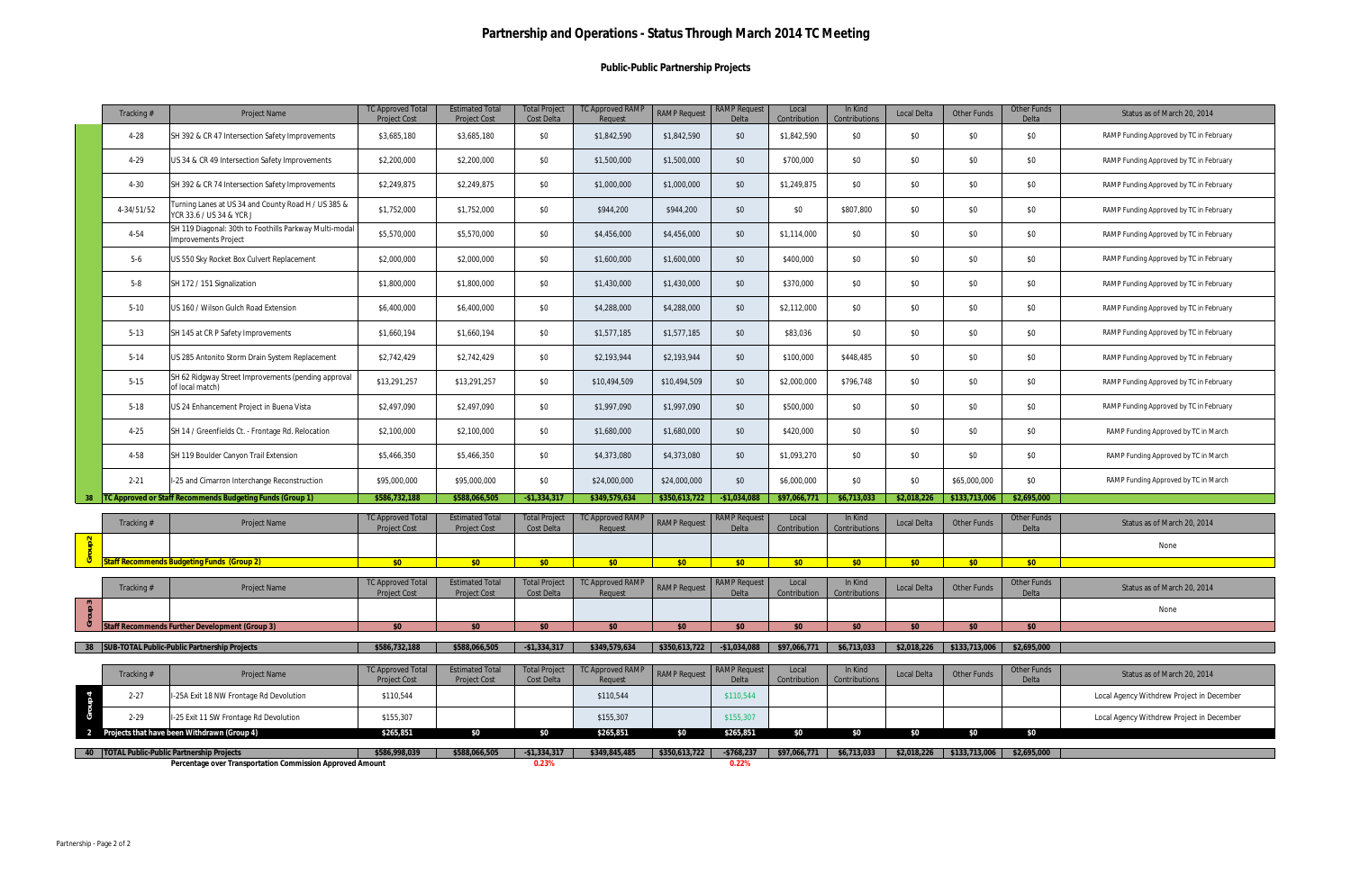# Partnership and Operations - Status Through March 2014 TC Meeting

## Public-Public Partnership Projects

| | Tracking # | Project Name | TC Approved Total Project Cost | Estimated Total Project Cost | Total Project Cost Delta | TC Approved RAMP Request | RAMP Request | RAMP Request Delta | Local Contribution | In Kind Contributions | Local Delta | Other Funds | Other Funds Delta | Status as of March 20, 2014 |
|---|---|---|---|---|---|---|---|---|---|---|---|---|---|---|
| | 4-28 | SH 392 & CR 47 Intersection Safety Improvements | $3,685,180 | $3,685,180 | $0 | $1,842,590 | $1,842,590 | $0 | $1,842,590 | $0 | $0 | $0 | $0 | RAMP Funding Approved by TC in February |
| | 4-29 | US 34 & CR 49 Intersection Safety Improvements | $2,200,000 | $2,200,000 | $0 | $1,500,000 | $1,500,000 | $0 | $700,000 | $0 | $0 | $0 | $0 | RAMP Funding Approved by TC in February |
| | 4-30 | SH 392 & CR 74 Intersection Safety Improvements | $2,249,875 | $2,249,875 | $0 | $1,000,000 | $1,000,000 | $0 | $1,249,875 | $0 | $0 | $0 | $0 | RAMP Funding Approved by TC in February |
| | 4-34/51/52 | Turning Lanes at US 34 and County Road H / US 385 & YCR 33.6 / US 34 & YCR J | $1,752,000 | $1,752,000 | $0 | $944,200 | $944,200 | $0 | $0 | $807,800 | $0 | $0 | $0 | RAMP Funding Approved by TC in February |
| | 4-54 | SH 119 Diagonal: 30th to Foothills Parkway Multi-modal Improvements Project | $5,570,000 | $5,570,000 | $0 | $4,456,000 | $4,456,000 | $0 | $1,114,000 | $0 | $0 | $0 | $0 | RAMP Funding Approved by TC in February |
| | 5-6 | US 550 Sky Rocket Box Culvert Replacement | $2,000,000 | $2,000,000 | $0 | $1,600,000 | $1,600,000 | $0 | $400,000 | $0 | $0 | $0 | $0 | RAMP Funding Approved by TC in February |
| | 5-8 | SH 172 / 151 Signalization | $1,800,000 | $1,800,000 | $0 | $1,430,000 | $1,430,000 | $0 | $370,000 | $0 | $0 | $0 | $0 | RAMP Funding Approved by TC in February |
| | 5-10 | US 160 / Wilson Gulch Road Extension | $6,400,000 | $6,400,000 | $0 | $4,288,000 | $4,288,000 | $0 | $2,112,000 | $0 | $0 | $0 | $0 | RAMP Funding Approved by TC in February |
| | 5-13 | SH 145 at CR P Safety Improvements | $1,660,194 | $1,660,194 | $0 | $1,577,185 | $1,577,185 | $0 | $83,036 | $0 | $0 | $0 | $0 | RAMP Funding Approved by TC in February |
| | 5-14 | US 285 Antonito Storm Drain System Replacement | $2,742,429 | $2,742,429 | $0 | $2,193,944 | $2,193,944 | $0 | $100,000 | $448,485 | $0 | $0 | $0 | RAMP Funding Approved by TC in February |
| | 5-15 | SH 62 Ridgway Street Improvements (pending approval of local match) | $13,291,257 | $13,291,257 | $0 | $10,494,509 | $10,494,509 | $0 | $2,000,000 | $796,748 | $0 | $0 | $0 | RAMP Funding Approved by TC in February |
| | 5-18 | US 24 Enhancement Project in Buena Vista | $2,497,090 | $2,497,090 | $0 | $1,997,090 | $1,997,090 | $0 | $500,000 | $0 | $0 | $0 | $0 | RAMP Funding Approved by TC in February |
| | 4-25 | SH 14 / Greenfields Ct. - Frontage Rd. Relocation | $2,100,000 | $2,100,000 | $0 | $1,680,000 | $1,680,000 | $0 | $420,000 | $0 | $0 | $0 | $0 | RAMP Funding Approved by TC in March |
| | 4-58 | SH 119 Boulder Canyon Trail Extension | $5,466,350 | $5,466,350 | $0 | $4,373,080 | $4,373,080 | $0 | $1,093,270 | $0 | $0 | $0 | $0 | RAMP Funding Approved by TC in March |
| | 2-21 | I-25 and Cimarron Interchange Reconstruction | $95,000,000 | $95,000,000 | $0 | $24,000,000 | $24,000,000 | $0 | $6,000,000 | $0 | $0 | $65,000,000 | $0 | RAMP Funding Approved by TC in March |
| 38 | **TC Approved or Staff Recommends Budgeting Funds (Group 1)** | | **$586,732,188** | **$588,066,505** | **-$1,334,317** | **$349,579,634** | **$350,613,722** | **-$1,034,088** | **$97,066,771** | **$6,713,033** | **$2,018,226** | **$133,713,006** | **$2,695,000** | |

| | Tracking # | Project Name | TC Approved Total Project Cost | Estimated Total Project Cost | Total Project Cost Delta | TC Approved RAMP Request | RAMP Request | RAMP Request Delta | Local Contribution | In Kind Contributions | Local Delta | Other Funds | Other Funds Delta | Status as of March 20, 2014 |
|---|---|---|---|---|---|---|---|---|---|---|---|---|---|---|
| Group 2 | | | | | | | | | | | | | | None |
| | **Staff Recommends Budgeting Funds (Group 2)** | | **$0** | **$0** | **$0** | **$0** | **$0** | **$0** | **$0** | **$0** | **$0** | **$0** | **$0** | |

| | Tracking # | Project Name | TC Approved Total Project Cost | Estimated Total Project Cost | Total Project Cost Delta | TC Approved RAMP Request | RAMP Request | RAMP Request Delta | Local Contribution | In Kind Contributions | Local Delta | Other Funds | Other Funds Delta | Status as of March 20, 2014 |
|---|---|---|---|---|---|---|---|---|---|---|---|---|---|---|
| Group 3 | | | | | | | | | | | | | | None |
| | **Staff Recommends Further Development (Group 3)** | | **$0** | **$0** | **$0** | **$0** | **$0** | **$0** | **$0** | **$0** | **$0** | **$0** | **$0** | |
| 38 | **SUB-TOTAL Public-Public Partnership Projects** | | **$586,732,188** | **$588,066,505** | **-$1,334,317** | **$349,579,634** | **$350,613,722** | **-$1,034,088** | **$97,066,771** | **$6,713,033** | **$2,018,226** | **$133,713,006** | **$2,695,000** | |

| | Tracking # | Project Name | TC Approved Total Project Cost | Estimated Total Project Cost | Total Project Cost Delta | TC Approved RAMP Request | RAMP Request | RAMP Request Delta | Local Contribution | In Kind Contributions | Local Delta | Other Funds | Other Funds Delta | Status as of March 20, 2014 |
|---|---|---|---|---|---|---|---|---|---|---|---|---|---|---|
| Group 4 | 2-27 | I-25A Exit 18 NW Frontage Rd Devolution | $110,544 | | | $110,544 | | $110,544 | | | | | | Local Agency Withdrew Project in December |
| | 2-29 | I-25 Exit 11 SW Frontage Rd Devolution | $155,307 | | | $155,307 | | $155,307 | | | | | | Local Agency Withdrew Project in December |
| 2 | **Projects that have been Withdrawn (Group 4)** | | **$265,851** | **$0** | **$0** | **$265,851** | **$0** | **$265,851** | **$0** | **$0** | **$0** | **$0** | **$0** | |
| 40 | **TOTAL Public-Public Partnership Projects** | | **$586,998,039** | **$588,066,505** | **-$1,334,317** | **$349,845,485** | **$350,613,722** | **-$768,237** | **$97,066,771** | **$6,713,033** | **$2,018,226** | **$133,713,006** | **$2,695,000** | |
| | **Percentage over Transportation Commission Approved Amount** | | | | **0.23%** | | | **0.22%** | | | | | | |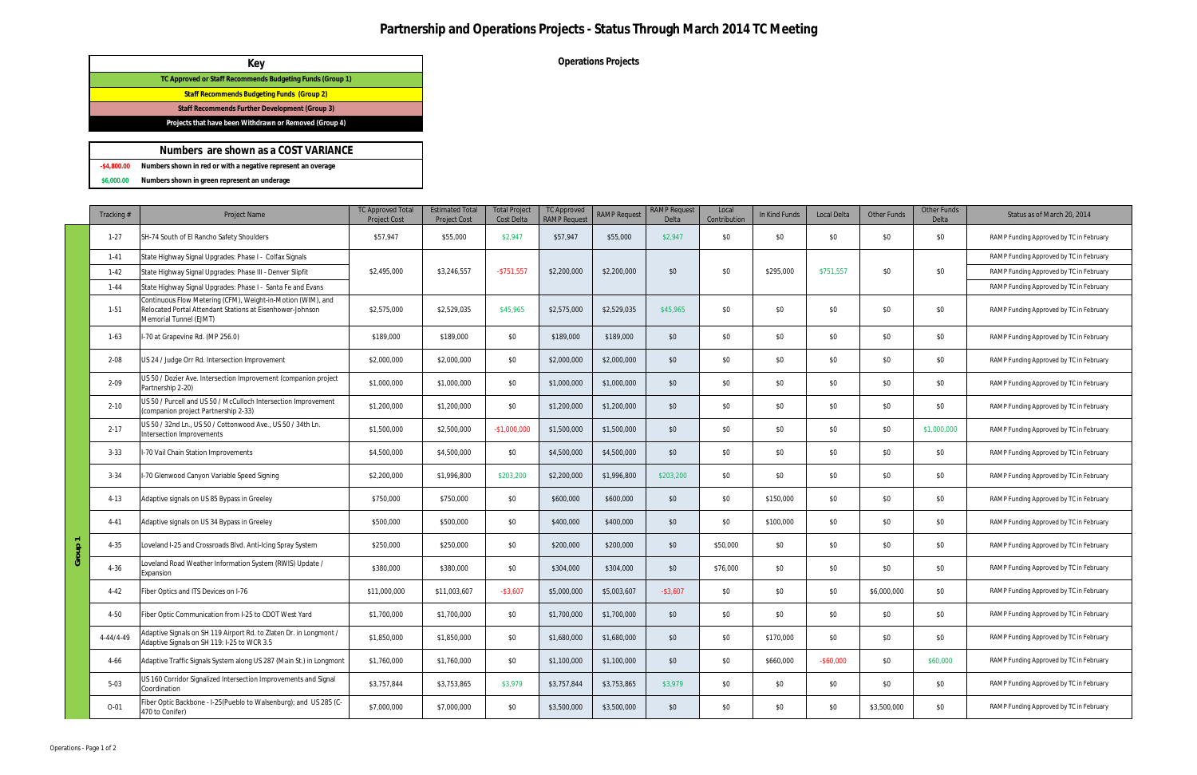# Partnership and Operations Projects - Status Through March 2014 TC Meeting

**Operations Projects**

| Key |
|---|
| TC Approved or Staff Recommends Budgeting Funds (Group 1) |
| Staff Recommends Budgeting Funds (Group 2) |
| Staff Recommends Further Development (Group 3) |
| Projects that have been Withdrawn or Removed (Group 4) |

| Numbers are shown as a COST VARIANCE | |
|---|---|
| -$4,800.00 | Numbers shown in red or with a negative represent an overage |
| $6,000.00 | Numbers shown in green represent an underage |

| Group | Tracking # | Project Name | TC Approved Total Project Cost | Estimated Total Project Cost | Total Project Cost Delta | TC Approved RAMP Request | RAMP Request | RAMP Request Delta | Local Contribution | In Kind Funds | Local Delta | Other Funds | Other Funds Delta | Status as of March 20, 2014 |
|---|---|---|---|---|---|---|---|---|---|---|---|---|---|---|
| Group 1 | 1-27 | SH-74 South of El Rancho Safety Shoulders | $57,947 | $55,000 | $2,947 | $57,947 | $55,000 | $2,947 | $0 | $0 | $0 | $0 | $0 | RAMP Funding Approved by TC in February |
| Group 1 | 1-41 | State Highway Signal Upgrades: Phase I - Colfax Signals | $2,495,000 | $3,246,557 | -$751,557 | $2,200,000 | $2,200,000 | $0 | $0 | $295,000 | $751,557 | $0 | $0 | RAMP Funding Approved by TC in February |
| Group 1 | 1-42 | State Highway Signal Upgrades: Phase III - Denver Slipfit | | | | | | | | | | | | RAMP Funding Approved by TC in February |
| Group 1 | 1-44 | State Highway Signal Upgrades: Phase I - Santa Fe and Evans | | | | | | | | | | | | RAMP Funding Approved by TC in February |
| Group 1 | 1-51 | Continuous Flow Metering (CFM), Weight-in-Motion (WIM), and Relocated Portal Attendant Stations at Eisenhower-Johnson Memorial Tunnel (EJMT) | $2,575,000 | $2,529,035 | $45,965 | $2,575,000 | $2,529,035 | $45,965 | $0 | $0 | $0 | $0 | $0 | RAMP Funding Approved by TC in February |
| Group 1 | 1-63 | I-70 at Grapevine Rd. (MP 256.0) | $189,000 | $189,000 | $0 | $189,000 | $189,000 | $0 | $0 | $0 | $0 | $0 | $0 | RAMP Funding Approved by TC in February |
| Group 1 | 2-08 | US 24 / Judge Orr Rd. Intersection Improvement | $2,000,000 | $2,000,000 | $0 | $2,000,000 | $2,000,000 | $0 | $0 | $0 | $0 | $0 | $0 | RAMP Funding Approved by TC in February |
| Group 1 | 2-09 | US 50 / Dozier Ave. Intersection Improvement (companion project Partnership 2-20) | $1,000,000 | $1,000,000 | $0 | $1,000,000 | $1,000,000 | $0 | $0 | $0 | $0 | $0 | $0 | RAMP Funding Approved by TC in February |
| Group 1 | 2-10 | US 50 / Purcell and US 50 / McCulloch Intersection Improvement (companion project Partnership 2-33) | $1,200,000 | $1,200,000 | $0 | $1,200,000 | $1,200,000 | $0 | $0 | $0 | $0 | $0 | $0 | RAMP Funding Approved by TC in February |
| Group 1 | 2-17 | US 50 / 32nd Ln., US 50 / Cottonwood Ave., US 50 / 34th Ln. Intersection Improvements | $1,500,000 | $2,500,000 | -$1,000,000 | $1,500,000 | $1,500,000 | $0 | $0 | $0 | $0 | $0 | $1,000,000 | RAMP Funding Approved by TC in February |
| Group 1 | 3-33 | I-70 Vail Chain Station Improvements | $4,500,000 | $4,500,000 | $0 | $4,500,000 | $4,500,000 | $0 | $0 | $0 | $0 | $0 | $0 | RAMP Funding Approved by TC in February |
| Group 1 | 3-34 | I-70 Glenwood Canyon Variable Speed Signing | $2,200,000 | $1,996,800 | $203,200 | $2,200,000 | $1,996,800 | $203,200 | $0 | $0 | $0 | $0 | $0 | RAMP Funding Approved by TC in February |
| Group 1 | 4-13 | Adaptive signals on US 85 Bypass in Greeley | $750,000 | $750,000 | $0 | $600,000 | $600,000 | $0 | $0 | $150,000 | $0 | $0 | $0 | RAMP Funding Approved by TC in February |
| Group 1 | 4-41 | Adaptive signals on US 34 Bypass in Greeley | $500,000 | $500,000 | $0 | $400,000 | $400,000 | $0 | $0 | $100,000 | $0 | $0 | $0 | RAMP Funding Approved by TC in February |
| Group 1 | 4-35 | Loveland I-25 and Crossroads Blvd. Anti-Icing Spray System | $250,000 | $250,000 | $0 | $200,000 | $200,000 | $0 | $50,000 | $0 | $0 | $0 | $0 | RAMP Funding Approved by TC in February |
| Group 1 | 4-36 | Loveland Road Weather Information System (RWIS) Update / Expansion | $380,000 | $380,000 | $0 | $304,000 | $304,000 | $0 | $76,000 | $0 | $0 | $0 | $0 | RAMP Funding Approved by TC in February |
| Group 1 | 4-42 | Fiber Optics and ITS Devices on I-76 | $11,000,000 | $11,003,607 | -$3,607 | $5,000,000 | $5,003,607 | -$3,607 | $0 | $0 | $0 | $6,000,000 | $0 | RAMP Funding Approved by TC in February |
| Group 1 | 4-50 | Fiber Optic Communication from I-25 to CDOT West Yard | $1,700,000 | $1,700,000 | $0 | $1,700,000 | $1,700,000 | $0 | $0 | $0 | $0 | $0 | $0 | RAMP Funding Approved by TC in February |
| Group 1 | 4-44/4-49 | Adaptive Signals on SH 119 Airport Rd. to Zlaten Dr. in Longmont / Adaptive Signals on SH 119: I-25 to WCR 3.5 | $1,850,000 | $1,850,000 | $0 | $1,680,000 | $1,680,000 | $0 | $0 | $170,000 | $0 | $0 | $0 | RAMP Funding Approved by TC in February |
| Group 1 | 4-66 | Adaptive Traffic Signals System along US 287 (Main St.) in Longmont | $1,760,000 | $1,760,000 | $0 | $1,100,000 | $1,100,000 | $0 | $0 | $660,000 | -$60,000 | $0 | $60,000 | RAMP Funding Approved by TC in February |
| Group 1 | 5-03 | US 160 Corridor Signalized Intersection Improvements and Signal Coordination | $3,757,844 | $3,753,865 | $3,979 | $3,757,844 | $3,753,865 | $3,979 | $0 | $0 | $0 | $0 | $0 | RAMP Funding Approved by TC in February |
| Group 1 | O-01 | Fiber Optic Backbone - I-25(Pueblo to Walsenburg); and US 285 (C-470 to Conifer) | $7,000,000 | $7,000,000 | $0 | $3,500,000 | $3,500,000 | $0 | $0 | $0 | $0 | $3,500,000 | $0 | RAMP Funding Approved by TC in February |

Operations - Page 1 of 2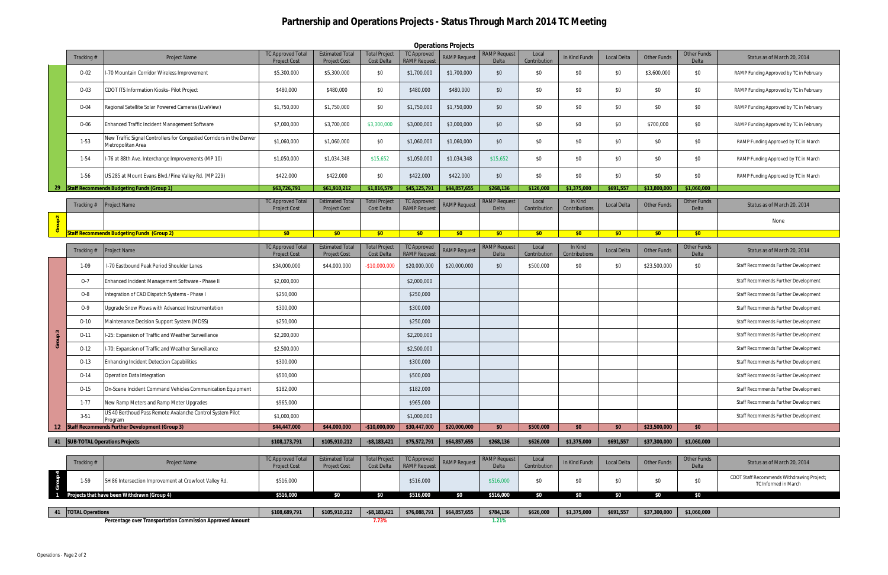# Partnership and Operations Projects - Status Through March 2014 TC Meeting

## Operations Projects

| | Tracking # | Project Name | TC Approved Total Project Cost | Estimated Total Project Cost | Total Project Cost Delta | TC Approved RAMP Request | RAMP Request | RAMP Request Delta | Local Contribution | In Kind Funds | Local Delta | Other Funds | Other Funds Delta | Status as of March 20, 2014 |
|---|---|---|---|---|---|---|---|---|---|---|---|---|---|---|
| | O-02 | I-70 Mountain Corridor Wireless Improvement | $5,300,000 | $5,300,000 | $0 | $1,700,000 | $1,700,000 | $0 | $0 | $0 | $0 | $3,600,000 | $0 | RAMP Funding Approved by TC in February |
| | O-03 | CDOT ITS Information Kiosks- Pilot Project | $480,000 | $480,000 | $0 | $480,000 | $480,000 | $0 | $0 | $0 | $0 | $0 | $0 | RAMP Funding Approved by TC in February |
| | O-04 | Regional Satellite Solar Powered Cameras (LiveView) | $1,750,000 | $1,750,000 | $0 | $1,750,000 | $1,750,000 | $0 | $0 | $0 | $0 | $0 | $0 | RAMP Funding Approved by TC in February |
| | O-06 | Enhanced Traffic Incident Management Software | $7,000,000 | $3,700,000 | $3,300,000 | $3,000,000 | $3,000,000 | $0 | $0 | $0 | $0 | $700,000 | $0 | RAMP Funding Approved by TC in February |
| | 1-53 | New Traffic Signal Controllers for Congested Corridors in the Denver Metropolitan Area | $1,060,000 | $1,060,000 | $0 | $1,060,000 | $1,060,000 | $0 | $0 | $0 | $0 | $0 | $0 | RAMP Funding Approved by TC in March |
| | 1-54 | I-76 at 88th Ave. Interchange Improvements (MP 10) | $1,050,000 | $1,034,348 | $15,652 | $1,050,000 | $1,034,348 | $15,652 | $0 | $0 | $0 | $0 | $0 | RAMP Funding Approved by TC in March |
| | 1-56 | US 285 at Mount Evans Blvd./Pine Valley Rd. (MP 229) | $422,000 | $422,000 | $0 | $422,000 | $422,000 | $0 | $0 | $0 | $0 | $0 | $0 | RAMP Funding Approved by TC in March |
| 29 | Staff Recommends Budgeting Funds (Group 1) | | $63,726,791 | $61,910,212 | $1,816,579 | $45,125,791 | $44,857,655 | $268,136 | $126,000 | $1,375,000 | $691,557 | $13,800,000 | $1,060,000 | |

| | Tracking # | Project Name | TC Approved Total Project Cost | Estimated Total Project Cost | Total Project Cost Delta | TC Approved RAMP Request | RAMP Request | RAMP Request Delta | Local Contribution | In Kind Contributions | Local Delta | Other Funds | Other Funds Delta | Status as of March 20, 2014 |
|---|---|---|---|---|---|---|---|---|---|---|---|---|---|---|
| Group 2 | | | | | | | | | | | | | | None |
| | Staff Recommends Budgeting Funds (Group 2) | | $0 | $0 | $0 | $0 | $0 | $0 | $0 | $0 | $0 | $0 | $0 | |

| | Tracking # | Project Name | TC Approved Total Project Cost | Estimated Total Project Cost | Total Project Cost Delta | TC Approved RAMP Request | RAMP Request | RAMP Request Delta | Local Contribution | In Kind Contributions | Local Delta | Other Funds | Other Funds Delta | Status as of March 20, 2014 |
|---|---|---|---|---|---|---|---|---|---|---|---|---|---|---|
| Group 3 | 1-09 | I-70 Eastbound Peak Period Shoulder Lanes | $34,000,000 | $44,000,000 | -$10,000,000 | $20,000,000 | $20,000,000 | $0 | $500,000 | $0 | $0 | $23,500,000 | $0 | Staff Recommends Further Development |
| | O-7 | Enhanced Incident Management Software - Phase II | $2,000,000 | | | $2,000,000 | | | | | | | | Staff Recommends Further Development |
| | O-8 | Integration of CAD Dispatch Systems - Phase I | $250,000 | | | $250,000 | | | | | | | | Staff Recommends Further Development |
| | O-9 | Upgrade Snow Plows with Advanced Instrumentation | $300,000 | | | $300,000 | | | | | | | | Staff Recommends Further Development |
| | O-10 | Maintenance Decision Support System (MDSS) | $250,000 | | | $250,000 | | | | | | | | Staff Recommends Further Development |
| | O-11 | I-25: Expansion of Traffic and Weather Surveillance | $2,200,000 | | | $2,200,000 | | | | | | | | Staff Recommends Further Development |
| | O-12 | I-70: Expansion of Traffic and Weather Surveillance | $2,500,000 | | | $2,500,000 | | | | | | | | Staff Recommends Further Development |
| | O-13 | Enhancing Incident Detection Capabilities | $300,000 | | | $300,000 | | | | | | | | Staff Recommends Further Development |
| | O-14 | Operation Data Integration | $500,000 | | | $500,000 | | | | | | | | Staff Recommends Further Development |
| | O-15 | On-Scene Incident Command Vehicles Communication Equipment | $182,000 | | | $182,000 | | | | | | | | Staff Recommends Further Development |
| | 1-77 | New Ramp Meters and Ramp Meter Upgrades | $965,000 | | | $965,000 | | | | | | | | Staff Recommends Further Development |
| | 3-51 | US 40 Berthoud Pass Remote Avalanche Control System Pilot Program | $1,000,000 | | | $1,000,000 | | | | | | | | Staff Recommends Further Development |
| 12 | Staff Recommends Further Development (Group 3) | | $44,447,000 | $44,000,000 | -$10,000,000 | $30,447,000 | $20,000,000 | $0 | $500,000 | $0 | $0 | $23,500,000 | $0 | |
| 41 | SUB-TOTAL Operations Projects | | $108,173,791 | $105,910,212 | -$8,183,421 | $75,572,791 | $64,857,655 | $268,136 | $626,000 | $1,375,000 | $691,557 | $37,300,000 | $1,060,000 | |

| | Tracking # | Project Name | TC Approved Total Project Cost | Estimated Total Project Cost | Total Project Cost Delta | TC Approved RAMP Request | RAMP Request | RAMP Request Delta | Local Contribution | In Kind Funds | Local Delta | Other Funds | Other Funds Delta | Status as of March 20, 2014 |
|---|---|---|---|---|---|---|---|---|---|---|---|---|---|---|
| Group 4 | 1-59 | SH 86 Intersection Improvement at Crowfoot Valley Rd. | $516,000 | | | $516,000 | | $516,000 | $0 | $0 | $0 | $0 | $0 | CDOT Staff Recommends Withdrawing Project; TC Informed in March |
| 1 | Projects that have been Withdrawn (Group 4) | | $516,000 | $0 | $0 | $516,000 | $0 | $516,000 | $0 | $0 | $0 | $0 | $0 | |
| 41 | TOTAL Operations | | $108,689,791 | $105,910,212 | -$8,183,421 | $76,088,791 | $64,857,655 | $784,136 | $626,000 | $1,375,000 | $691,557 | $37,300,000 | $1,060,000 | |
| | Percentage over Transportation Commission Approved Amount | | | | 7.73% | | | 1.21% | | | | | | |

Operations - Page 2 of 2